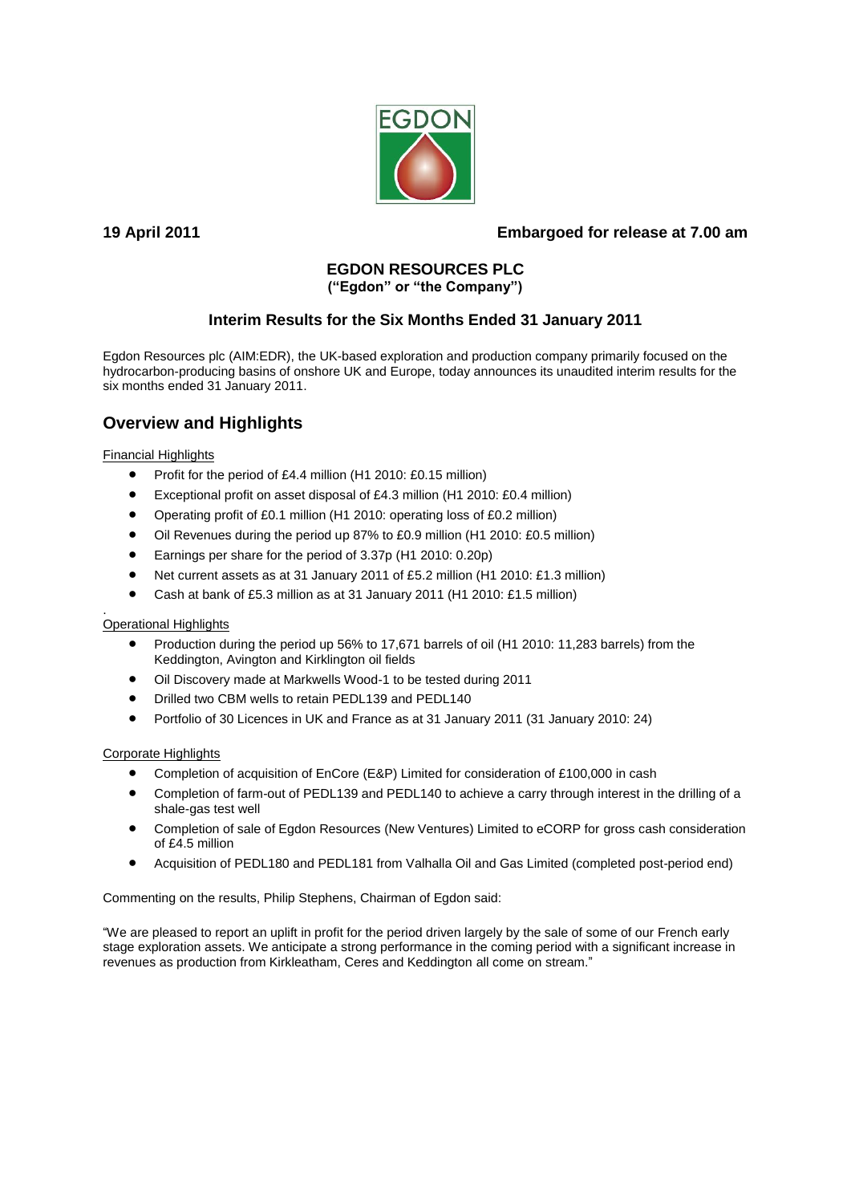**19 April 2011** **Embargoed for release at 7.00 am**

**EGDON RESOURCES PLC**
**("Egdon" or "the Company")**

## Interim Results for the Six Months Ended 31 January 2011

Egdon Resources plc (AIM:EDR), the UK-based exploration and production company primarily focused on the hydrocarbon-producing basins of onshore UK and Europe, today announces its unaudited interim results for the six months ended 31 January 2011.

# Overview and Highlights

Financial Highlights

- Profit for the period of £4.4 million (H1 2010: £0.15 million)
- Exceptional profit on asset disposal of £4.3 million (H1 2010: £0.4 million)
- Operating profit of £0.1 million (H1 2010: operating loss of £0.2 million)
- Oil Revenues during the period up 87% to £0.9 million (H1 2010: £0.5 million)
- Earnings per share for the period of 3.37p (H1 2010: 0.20p)
- Net current assets as at 31 January 2011 of £5.2 million (H1 2010: £1.3 million)
- Cash at bank of £5.3 million as at 31 January 2011 (H1 2010: £1.5 million)

Operational Highlights

- Production during the period up 56% to 17,671 barrels of oil (H1 2010: 11,283 barrels) from the Keddington, Avington and Kirklington oil fields
- Oil Discovery made at Markwells Wood-1 to be tested during 2011
- Drilled two CBM wells to retain PEDL139 and PEDL140
- Portfolio of 30 Licences in UK and France as at 31 January 2011 (31 January 2010: 24)

Corporate Highlights

- Completion of acquisition of EnCore (E&P) Limited for consideration of £100,000 in cash
- Completion of farm-out of PEDL139 and PEDL140 to achieve a carry through interest in the drilling of a shale-gas test well
- Completion of sale of Egdon Resources (New Ventures) Limited to eCORP for gross cash consideration of £4.5 million
- Acquisition of PEDL180 and PEDL181 from Valhalla Oil and Gas Limited (completed post-period end)

Commenting on the results, Philip Stephens, Chairman of Egdon said:

"We are pleased to report an uplift in profit for the period driven largely by the sale of some of our French early stage exploration assets. We anticipate a strong performance in the coming period with a significant increase in revenues as production from Kirkleatham, Ceres and Keddington all come on stream."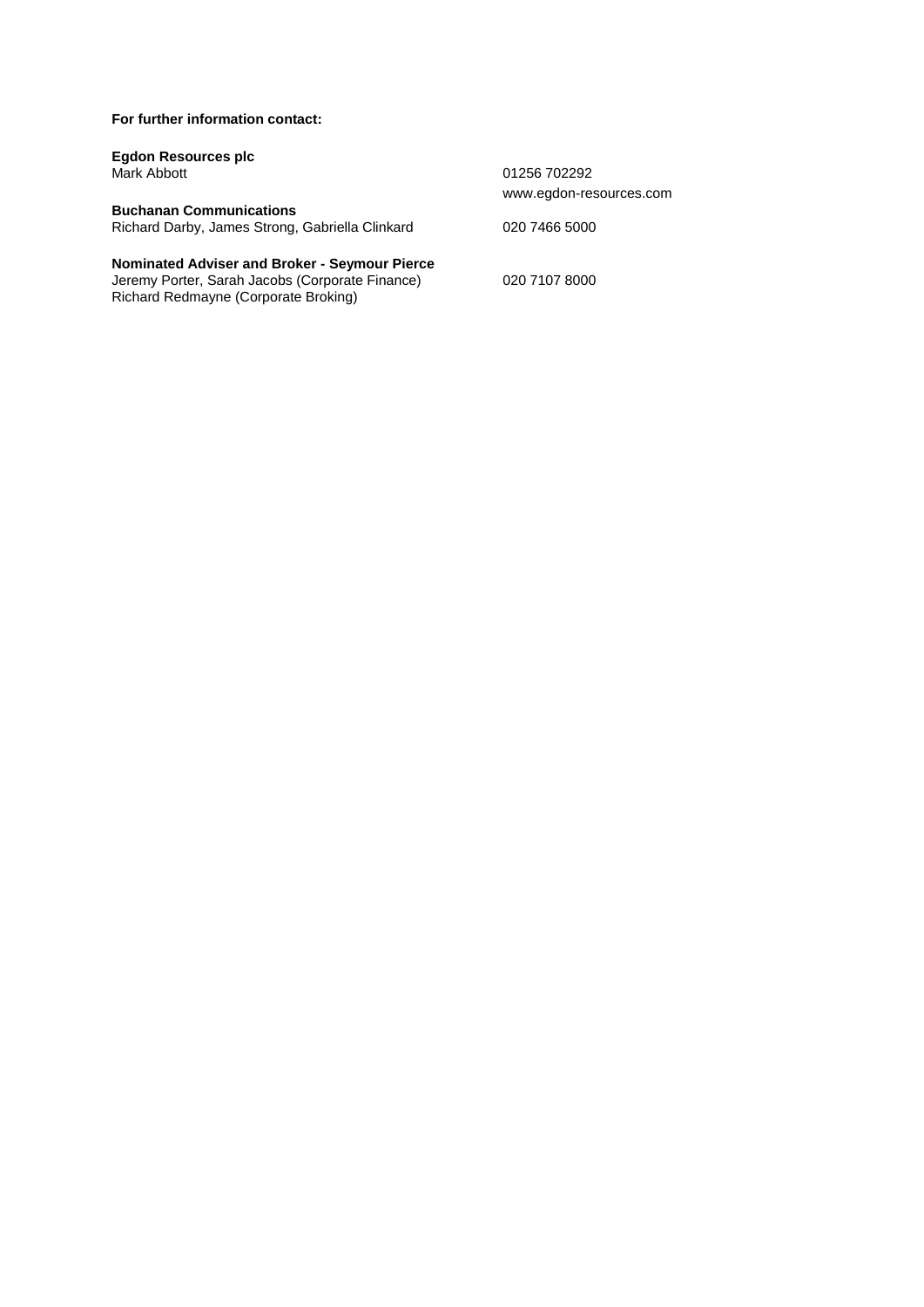**For further information contact:**

**Egdon Resources plc**
Mark Abbott 01256 702292
www.egdon-resources.com

**Buchanan Communications**
Richard Darby, James Strong, Gabriella Clinkard 020 7466 5000

**Nominated Adviser and Broker - Seymour Pierce**
Jeremy Porter, Sarah Jacobs (Corporate Finance) 020 7107 8000
Richard Redmayne (Corporate Broking)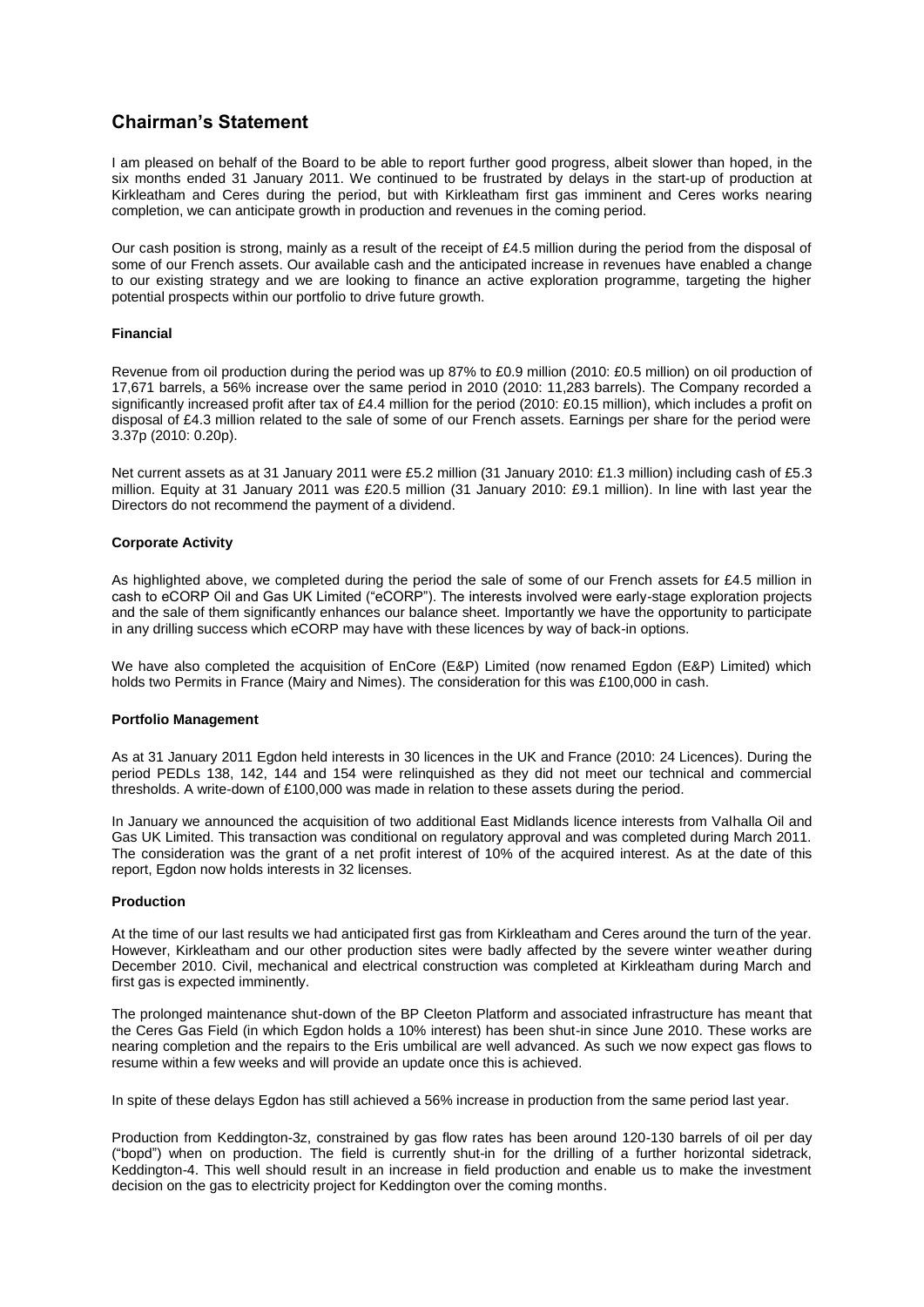## Chairman's Statement

I am pleased on behalf of the Board to be able to report further good progress, albeit slower than hoped, in the six months ended 31 January 2011. We continued to be frustrated by delays in the start-up of production at Kirkleatham and Ceres during the period, but with Kirkleatham first gas imminent and Ceres works nearing completion, we can anticipate growth in production and revenues in the coming period.

Our cash position is strong, mainly as a result of the receipt of £4.5 million during the period from the disposal of some of our French assets. Our available cash and the anticipated increase in revenues have enabled a change to our existing strategy and we are looking to finance an active exploration programme, targeting the higher potential prospects within our portfolio to drive future growth.

### Financial

Revenue from oil production during the period was up 87% to £0.9 million (2010: £0.5 million) on oil production of 17,671 barrels, a 56% increase over the same period in 2010 (2010: 11,283 barrels). The Company recorded a significantly increased profit after tax of £4.4 million for the period (2010: £0.15 million), which includes a profit on disposal of £4.3 million related to the sale of some of our French assets. Earnings per share for the period were 3.37p (2010: 0.20p).

Net current assets as at 31 January 2011 were £5.2 million (31 January 2010: £1.3 million) including cash of £5.3 million. Equity at 31 January 2011 was £20.5 million (31 January 2010: £9.1 million). In line with last year the Directors do not recommend the payment of a dividend.

### Corporate Activity

As highlighted above, we completed during the period the sale of some of our French assets for £4.5 million in cash to eCORP Oil and Gas UK Limited ("eCORP"). The interests involved were early-stage exploration projects and the sale of them significantly enhances our balance sheet. Importantly we have the opportunity to participate in any drilling success which eCORP may have with these licences by way of back-in options.

We have also completed the acquisition of EnCore (E&P) Limited (now renamed Egdon (E&P) Limited) which holds two Permits in France (Mairy and Nimes). The consideration for this was £100,000 in cash.

### Portfolio Management

As at 31 January 2011 Egdon held interests in 30 licences in the UK and France (2010: 24 Licences). During the period PEDLs 138, 142, 144 and 154 were relinquished as they did not meet our technical and commercial thresholds. A write-down of £100,000 was made in relation to these assets during the period.

In January we announced the acquisition of two additional East Midlands licence interests from Valhalla Oil and Gas UK Limited. This transaction was conditional on regulatory approval and was completed during March 2011. The consideration was the grant of a net profit interest of 10% of the acquired interest. As at the date of this report, Egdon now holds interests in 32 licenses.

### Production

At the time of our last results we had anticipated first gas from Kirkleatham and Ceres around the turn of the year. However, Kirkleatham and our other production sites were badly affected by the severe winter weather during December 2010. Civil, mechanical and electrical construction was completed at Kirkleatham during March and first gas is expected imminently.

The prolonged maintenance shut-down of the BP Cleeton Platform and associated infrastructure has meant that the Ceres Gas Field (in which Egdon holds a 10% interest) has been shut-in since June 2010. These works are nearing completion and the repairs to the Eris umbilical are well advanced. As such we now expect gas flows to resume within a few weeks and will provide an update once this is achieved.

In spite of these delays Egdon has still achieved a 56% increase in production from the same period last year.

Production from Keddington-3z, constrained by gas flow rates has been around 120-130 barrels of oil per day ("bopd") when on production. The field is currently shut-in for the drilling of a further horizontal sidetrack, Keddington-4. This well should result in an increase in field production and enable us to make the investment decision on the gas to electricity project for Keddington over the coming months.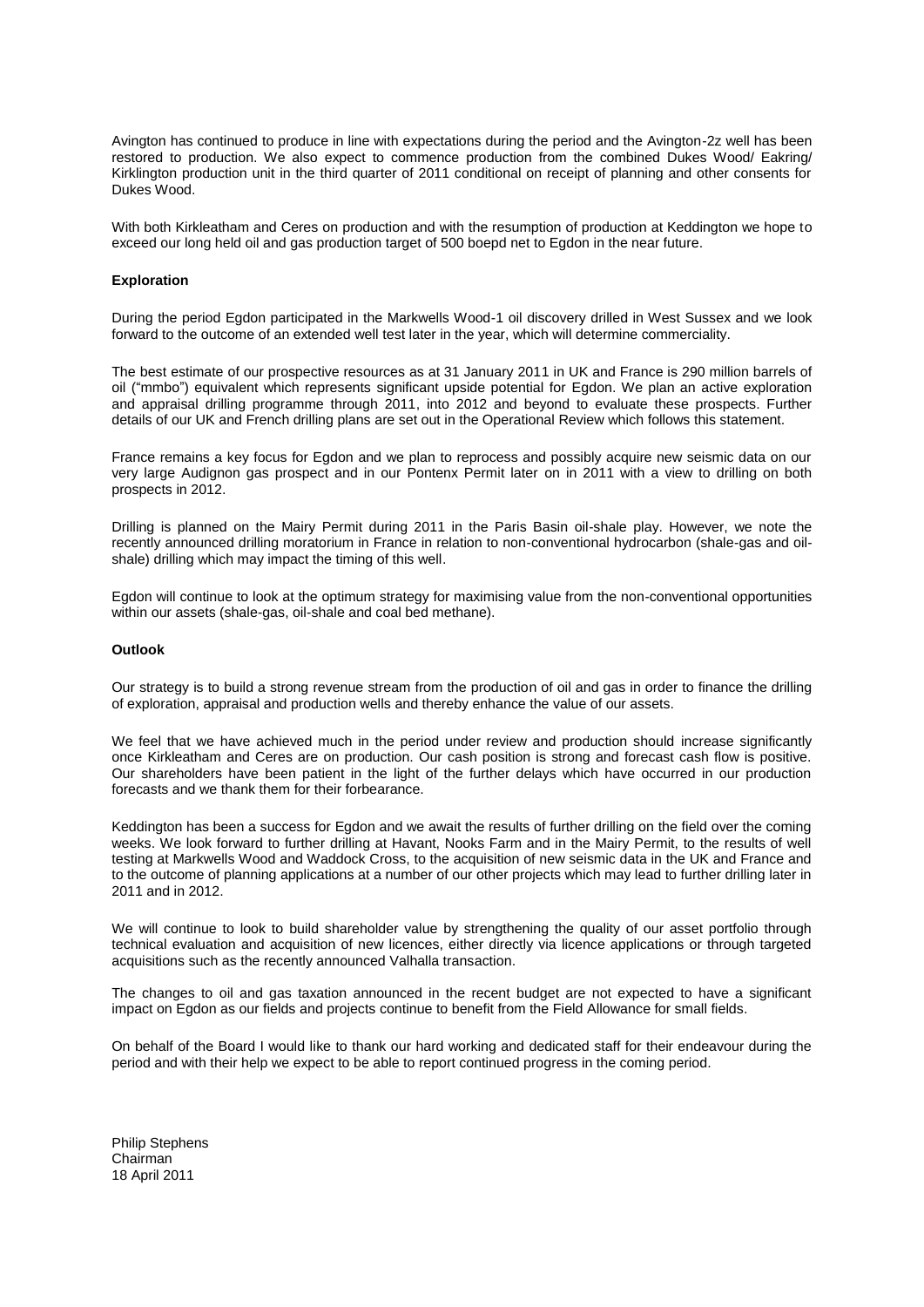Avington has continued to produce in line with expectations during the period and the Avington-2z well has been restored to production. We also expect to commence production from the combined Dukes Wood/ Eakring/ Kirklington production unit in the third quarter of 2011 conditional on receipt of planning and other consents for Dukes Wood.

With both Kirkleatham and Ceres on production and with the resumption of production at Keddington we hope to exceed our long held oil and gas production target of 500 boepd net to Egdon in the near future.

**Exploration**

During the period Egdon participated in the Markwells Wood-1 oil discovery drilled in West Sussex and we look forward to the outcome of an extended well test later in the year, which will determine commerciality.

The best estimate of our prospective resources as at 31 January 2011 in UK and France is 290 million barrels of oil ("mmbo") equivalent which represents significant upside potential for Egdon. We plan an active exploration and appraisal drilling programme through 2011, into 2012 and beyond to evaluate these prospects. Further details of our UK and French drilling plans are set out in the Operational Review which follows this statement.

France remains a key focus for Egdon and we plan to reprocess and possibly acquire new seismic data on our very large Audignon gas prospect and in our Pontenx Permit later on in 2011 with a view to drilling on both prospects in 2012.

Drilling is planned on the Mairy Permit during 2011 in the Paris Basin oil-shale play. However, we note the recently announced drilling moratorium in France in relation to non-conventional hydrocarbon (shale-gas and oil-shale) drilling which may impact the timing of this well.

Egdon will continue to look at the optimum strategy for maximising value from the non-conventional opportunities within our assets (shale-gas, oil-shale and coal bed methane).

**Outlook**

Our strategy is to build a strong revenue stream from the production of oil and gas in order to finance the drilling of exploration, appraisal and production wells and thereby enhance the value of our assets.

We feel that we have achieved much in the period under review and production should increase significantly once Kirkleatham and Ceres are on production. Our cash position is strong and forecast cash flow is positive. Our shareholders have been patient in the light of the further delays which have occurred in our production forecasts and we thank them for their forbearance.

Keddington has been a success for Egdon and we await the results of further drilling on the field over the coming weeks. We look forward to further drilling at Havant, Nooks Farm and in the Mairy Permit, to the results of well testing at Markwells Wood and Waddock Cross, to the acquisition of new seismic data in the UK and France and to the outcome of planning applications at a number of our other projects which may lead to further drilling later in 2011 and in 2012.

We will continue to look to build shareholder value by strengthening the quality of our asset portfolio through technical evaluation and acquisition of new licences, either directly via licence applications or through targeted acquisitions such as the recently announced Valhalla transaction.

The changes to oil and gas taxation announced in the recent budget are not expected to have a significant impact on Egdon as our fields and projects continue to benefit from the Field Allowance for small fields.

On behalf of the Board I would like to thank our hard working and dedicated staff for their endeavour during the period and with their help we expect to be able to report continued progress in the coming period.

Philip Stephens
Chairman
18 April 2011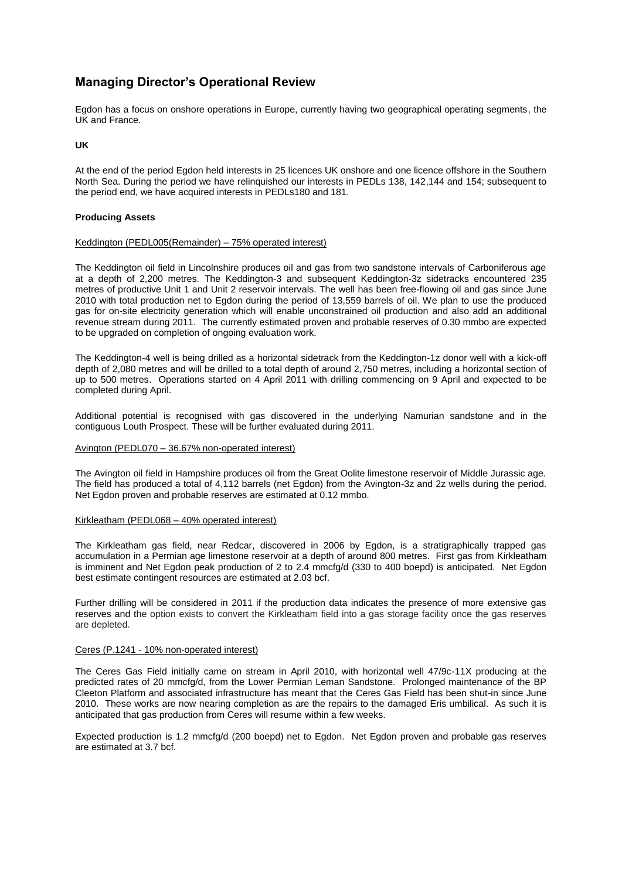# Managing Director's Operational Review

Egdon has a focus on onshore operations in Europe, currently having two geographical operating segments, the UK and France.

**UK**

At the end of the period Egdon held interests in 25 licences UK onshore and one licence offshore in the Southern North Sea. During the period we have relinquished our interests in PEDLs 138, 142,144 and 154; subsequent to the period end, we have acquired interests in PEDLs180 and 181.

**Producing Assets**

Keddington (PEDL005(Remainder) – 75% operated interest)

The Keddington oil field in Lincolnshire produces oil and gas from two sandstone intervals of Carboniferous age at a depth of 2,200 metres. The Keddington-3 and subsequent Keddington-3z sidetracks encountered 235 metres of productive Unit 1 and Unit 2 reservoir intervals. The well has been free-flowing oil and gas since June 2010 with total production net to Egdon during the period of 13,559 barrels of oil. We plan to use the produced gas for on-site electricity generation which will enable unconstrained oil production and also add an additional revenue stream during 2011. The currently estimated proven and probable reserves of 0.30 mmbo are expected to be upgraded on completion of ongoing evaluation work.

The Keddington-4 well is being drilled as a horizontal sidetrack from the Keddington-1z donor well with a kick-off depth of 2,080 metres and will be drilled to a total depth of around 2,750 metres, including a horizontal section of up to 500 metres. Operations started on 4 April 2011 with drilling commencing on 9 April and expected to be completed during April.

Additional potential is recognised with gas discovered in the underlying Namurian sandstone and in the contiguous Louth Prospect. These will be further evaluated during 2011.

Avington (PEDL070 – 36.67% non-operated interest)

The Avington oil field in Hampshire produces oil from the Great Oolite limestone reservoir of Middle Jurassic age. The field has produced a total of 4,112 barrels (net Egdon) from the Avington-3z and 2z wells during the period. Net Egdon proven and probable reserves are estimated at 0.12 mmbo.

Kirkleatham (PEDL068 – 40% operated interest)

The Kirkleatham gas field, near Redcar, discovered in 2006 by Egdon, is a stratigraphically trapped gas accumulation in a Permian age limestone reservoir at a depth of around 800 metres. First gas from Kirkleatham is imminent and Net Egdon peak production of 2 to 2.4 mmcfg/d (330 to 400 boepd) is anticipated. Net Egdon best estimate contingent resources are estimated at 2.03 bcf.

Further drilling will be considered in 2011 if the production data indicates the presence of more extensive gas reserves and the option exists to convert the Kirkleatham field into a gas storage facility once the gas reserves are depleted.

Ceres (P.1241 - 10% non-operated interest)

The Ceres Gas Field initially came on stream in April 2010, with horizontal well 47/9c-11X producing at the predicted rates of 20 mmcfg/d, from the Lower Permian Leman Sandstone. Prolonged maintenance of the BP Cleeton Platform and associated infrastructure has meant that the Ceres Gas Field has been shut-in since June 2010. These works are now nearing completion as are the repairs to the damaged Eris umbilical. As such it is anticipated that gas production from Ceres will resume within a few weeks.

Expected production is 1.2 mmcfg/d (200 boepd) net to Egdon. Net Egdon proven and probable gas reserves are estimated at 3.7 bcf.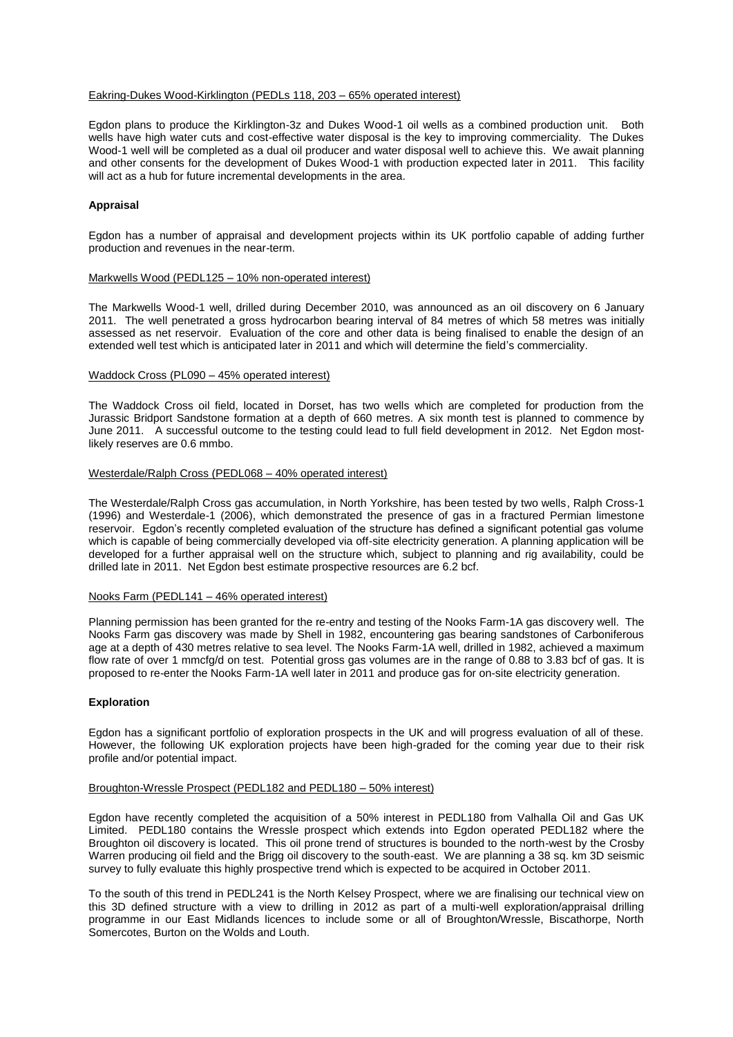Eakring-Dukes Wood-Kirklington (PEDLs 118, 203 – 65% operated interest)

Egdon plans to produce the Kirklington-3z and Dukes Wood-1 oil wells as a combined production unit. Both wells have high water cuts and cost-effective water disposal is the key to improving commerciality. The Dukes Wood-1 well will be completed as a dual oil producer and water disposal well to achieve this. We await planning and other consents for the development of Dukes Wood-1 with production expected later in 2011. This facility will act as a hub for future incremental developments in the area.

**Appraisal**

Egdon has a number of appraisal and development projects within its UK portfolio capable of adding further production and revenues in the near-term.

Markwells Wood (PEDL125 – 10% non-operated interest)

The Markwells Wood-1 well, drilled during December 2010, was announced as an oil discovery on 6 January 2011. The well penetrated a gross hydrocarbon bearing interval of 84 metres of which 58 metres was initially assessed as net reservoir. Evaluation of the core and other data is being finalised to enable the design of an extended well test which is anticipated later in 2011 and which will determine the field's commerciality.

Waddock Cross (PL090 – 45% operated interest)

The Waddock Cross oil field, located in Dorset, has two wells which are completed for production from the Jurassic Bridport Sandstone formation at a depth of 660 metres. A six month test is planned to commence by June 2011. A successful outcome to the testing could lead to full field development in 2012. Net Egdon most-likely reserves are 0.6 mmbo.

Westerdale/Ralph Cross (PEDL068 – 40% operated interest)

The Westerdale/Ralph Cross gas accumulation, in North Yorkshire, has been tested by two wells, Ralph Cross-1 (1996) and Westerdale-1 (2006), which demonstrated the presence of gas in a fractured Permian limestone reservoir. Egdon's recently completed evaluation of the structure has defined a significant potential gas volume which is capable of being commercially developed via off-site electricity generation. A planning application will be developed for a further appraisal well on the structure which, subject to planning and rig availability, could be drilled late in 2011. Net Egdon best estimate prospective resources are 6.2 bcf.

Nooks Farm (PEDL141 – 46% operated interest)

Planning permission has been granted for the re-entry and testing of the Nooks Farm-1A gas discovery well. The Nooks Farm gas discovery was made by Shell in 1982, encountering gas bearing sandstones of Carboniferous age at a depth of 430 metres relative to sea level. The Nooks Farm-1A well, drilled in 1982, achieved a maximum flow rate of over 1 mmcfg/d on test. Potential gross gas volumes are in the range of 0.88 to 3.83 bcf of gas. It is proposed to re-enter the Nooks Farm-1A well later in 2011 and produce gas for on-site electricity generation.

**Exploration**

Egdon has a significant portfolio of exploration prospects in the UK and will progress evaluation of all of these. However, the following UK exploration projects have been high-graded for the coming year due to their risk profile and/or potential impact.

Broughton-Wressle Prospect (PEDL182 and PEDL180 – 50% interest)

Egdon have recently completed the acquisition of a 50% interest in PEDL180 from Valhalla Oil and Gas UK Limited. PEDL180 contains the Wressle prospect which extends into Egdon operated PEDL182 where the Broughton oil discovery is located. This oil prone trend of structures is bounded to the north-west by the Crosby Warren producing oil field and the Brigg oil discovery to the south-east. We are planning a 38 sq. km 3D seismic survey to fully evaluate this highly prospective trend which is expected to be acquired in October 2011.

To the south of this trend in PEDL241 is the North Kelsey Prospect, where we are finalising our technical view on this 3D defined structure with a view to drilling in 2012 as part of a multi-well exploration/appraisal drilling programme in our East Midlands licences to include some or all of Broughton/Wressle, Biscathorpe, North Somercotes, Burton on the Wolds and Louth.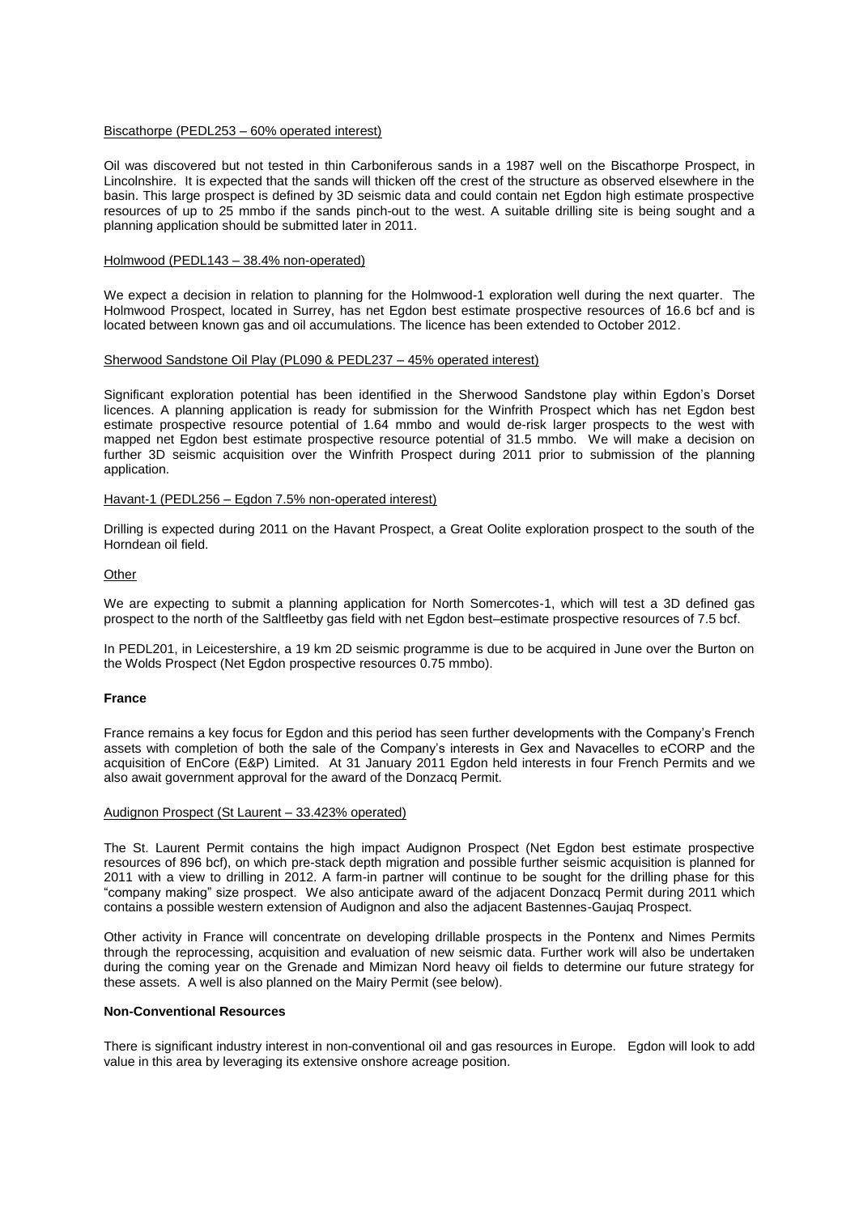Biscathorpe (PEDL253 – 60% operated interest)

Oil was discovered but not tested in thin Carboniferous sands in a 1987 well on the Biscathorpe Prospect, in Lincolnshire. It is expected that the sands will thicken off the crest of the structure as observed elsewhere in the basin. This large prospect is defined by 3D seismic data and could contain net Egdon high estimate prospective resources of up to 25 mmbo if the sands pinch-out to the west. A suitable drilling site is being sought and a planning application should be submitted later in 2011.

Holmwood (PEDL143 – 38.4% non-operated)

We expect a decision in relation to planning for the Holmwood-1 exploration well during the next quarter. The Holmwood Prospect, located in Surrey, has net Egdon best estimate prospective resources of 16.6 bcf and is located between known gas and oil accumulations. The licence has been extended to October 2012.

Sherwood Sandstone Oil Play (PL090 & PEDL237 – 45% operated interest)

Significant exploration potential has been identified in the Sherwood Sandstone play within Egdon's Dorset licences. A planning application is ready for submission for the Winfrith Prospect which has net Egdon best estimate prospective resource potential of 1.64 mmbo and would de-risk larger prospects to the west with mapped net Egdon best estimate prospective resource potential of 31.5 mmbo. We will make a decision on further 3D seismic acquisition over the Winfrith Prospect during 2011 prior to submission of the planning application.

Havant-1 (PEDL256 – Egdon 7.5% non-operated interest)

Drilling is expected during 2011 on the Havant Prospect, a Great Oolite exploration prospect to the south of the Horndean oil field.

Other

We are expecting to submit a planning application for North Somercotes-1, which will test a 3D defined gas prospect to the north of the Saltfleetby gas field with net Egdon best–estimate prospective resources of 7.5 bcf.

In PEDL201, in Leicestershire, a 19 km 2D seismic programme is due to be acquired in June over the Burton on the Wolds Prospect (Net Egdon prospective resources 0.75 mmbo).

**France**

France remains a key focus for Egdon and this period has seen further developments with the Company's French assets with completion of both the sale of the Company's interests in Gex and Navacelles to eCORP and the acquisition of EnCore (E&P) Limited. At 31 January 2011 Egdon held interests in four French Permits and we also await government approval for the award of the Donzacq Permit.

Audignon Prospect (St Laurent – 33.423% operated)

The St. Laurent Permit contains the high impact Audignon Prospect (Net Egdon best estimate prospective resources of 896 bcf), on which pre-stack depth migration and possible further seismic acquisition is planned for 2011 with a view to drilling in 2012. A farm-in partner will continue to be sought for the drilling phase for this "company making" size prospect. We also anticipate award of the adjacent Donzacq Permit during 2011 which contains a possible western extension of Audignon and also the adjacent Bastennes-Gaujaq Prospect.

Other activity in France will concentrate on developing drillable prospects in the Pontenx and Nimes Permits through the reprocessing, acquisition and evaluation of new seismic data. Further work will also be undertaken during the coming year on the Grenade and Mimizan Nord heavy oil fields to determine our future strategy for these assets. A well is also planned on the Mairy Permit (see below).

**Non-Conventional Resources**

There is significant industry interest in non-conventional oil and gas resources in Europe. Egdon will look to add value in this area by leveraging its extensive onshore acreage position.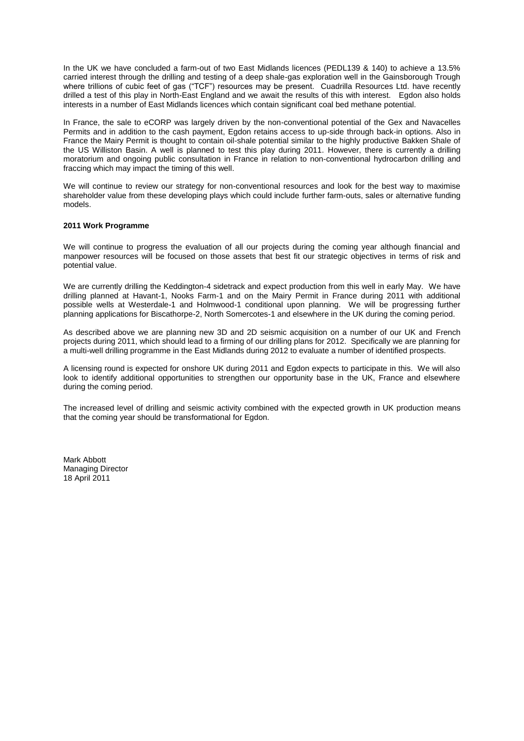In the UK we have concluded a farm-out of two East Midlands licences (PEDL139 & 140) to achieve a 13.5% carried interest through the drilling and testing of a deep shale-gas exploration well in the Gainsborough Trough where trillions of cubic feet of gas ("TCF") resources may be present. Cuadrilla Resources Ltd. have recently drilled a test of this play in North-East England and we await the results of this with interest. Egdon also holds interests in a number of East Midlands licences which contain significant coal bed methane potential.

In France, the sale to eCORP was largely driven by the non-conventional potential of the Gex and Navacelles Permits and in addition to the cash payment, Egdon retains access to up-side through back-in options. Also in France the Mairy Permit is thought to contain oil-shale potential similar to the highly productive Bakken Shale of the US Williston Basin. A well is planned to test this play during 2011. However, there is currently a drilling moratorium and ongoing public consultation in France in relation to non-conventional hydrocarbon drilling and fraccing which may impact the timing of this well.

We will continue to review our strategy for non-conventional resources and look for the best way to maximise shareholder value from these developing plays which could include further farm-outs, sales or alternative funding models.

**2011 Work Programme**

We will continue to progress the evaluation of all our projects during the coming year although financial and manpower resources will be focused on those assets that best fit our strategic objectives in terms of risk and potential value.

We are currently drilling the Keddington-4 sidetrack and expect production from this well in early May. We have drilling planned at Havant-1, Nooks Farm-1 and on the Mairy Permit in France during 2011 with additional possible wells at Westerdale-1 and Holmwood-1 conditional upon planning. We will be progressing further planning applications for Biscathorpe-2, North Somercotes-1 and elsewhere in the UK during the coming period.

As described above we are planning new 3D and 2D seismic acquisition on a number of our UK and French projects during 2011, which should lead to a firming of our drilling plans for 2012. Specifically we are planning for a multi-well drilling programme in the East Midlands during 2012 to evaluate a number of identified prospects.

A licensing round is expected for onshore UK during 2011 and Egdon expects to participate in this. We will also look to identify additional opportunities to strengthen our opportunity base in the UK, France and elsewhere during the coming period.

The increased level of drilling and seismic activity combined with the expected growth in UK production means that the coming year should be transformational for Egdon.

Mark Abbott
Managing Director
18 April 2011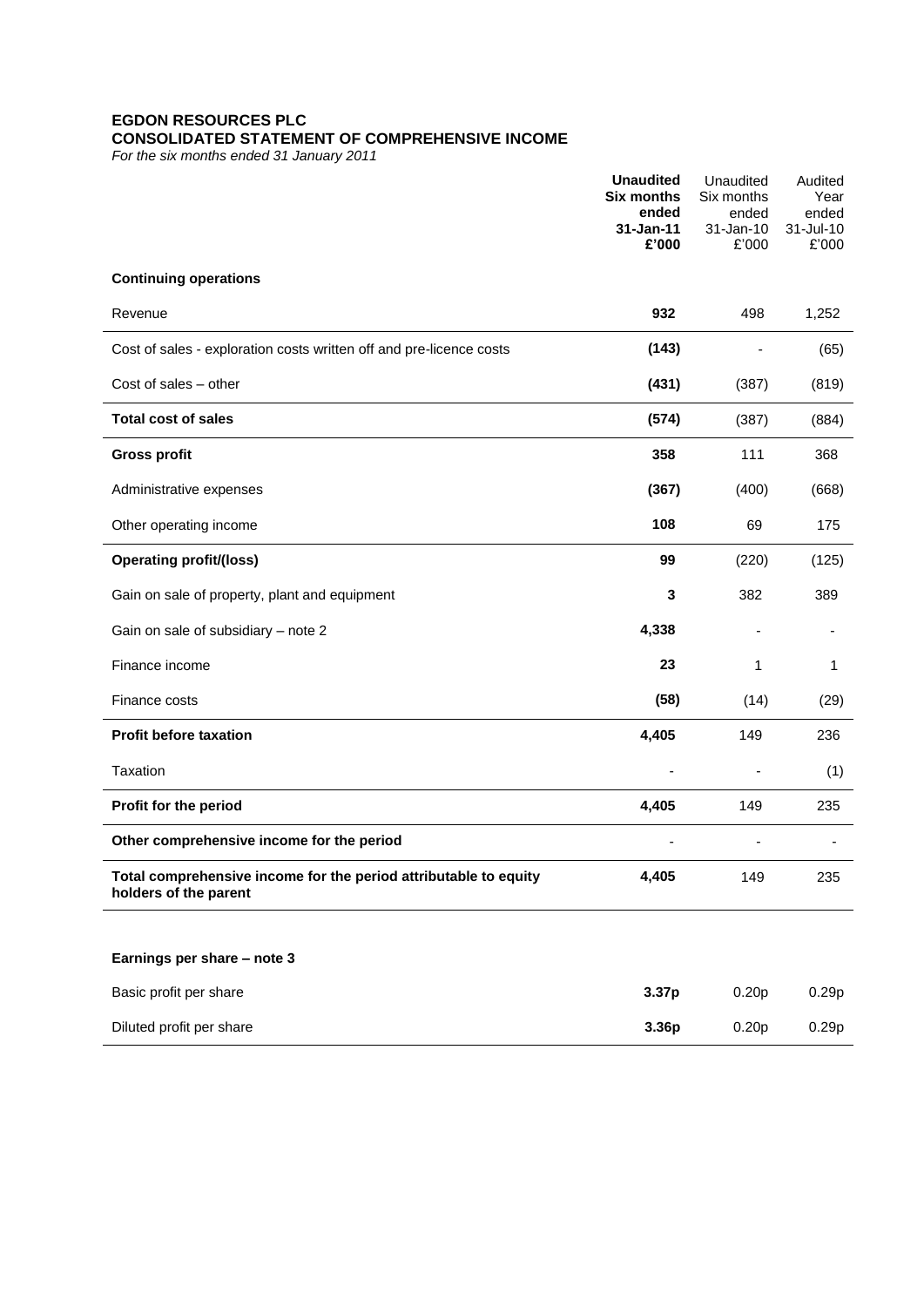**EGDON RESOURCES PLC**
**CONSOLIDATED STATEMENT OF COMPREHENSIVE INCOME**
*For the six months ended 31 January 2011*

| | **Unaudited Six months ended 31-Jan-11 £'000** | Unaudited Six months ended 31-Jan-10 £'000 | Audited Year ended 31-Jul-10 £'000 |
|---|---|---|---|
| **Continuing operations** | | | |
| Revenue | **932** | 498 | 1,252 |
| Cost of sales - exploration costs written off and pre-licence costs | **(143)** | - | (65) |
| Cost of sales – other | **(431)** | (387) | (819) |
| **Total cost of sales** | **(574)** | (387) | (884) |
| **Gross profit** | **358** | 111 | 368 |
| Administrative expenses | **(367)** | (400) | (668) |
| Other operating income | **108** | 69 | 175 |
| **Operating profit/(loss)** | **99** | (220) | (125) |
| Gain on sale of property, plant and equipment | **3** | 382 | 389 |
| Gain on sale of subsidiary – note 2 | **4,338** | - | - |
| Finance income | **23** | 1 | 1 |
| Finance costs | **(58)** | (14) | (29) |
| **Profit before taxation** | **4,405** | 149 | 236 |
| Taxation | - | - | (1) |
| **Profit for the period** | **4,405** | 149 | 235 |
| **Other comprehensive income for the period** | - | - | - |
| **Total comprehensive income for the period attributable to equity holders of the parent** | **4,405** | 149 | 235 |
| | | | |
| **Earnings per share – note 3** | | | |
| Basic profit per share | **3.37p** | 0.20p | 0.29p |
| Diluted profit per share | **3.36p** | 0.20p | 0.29p |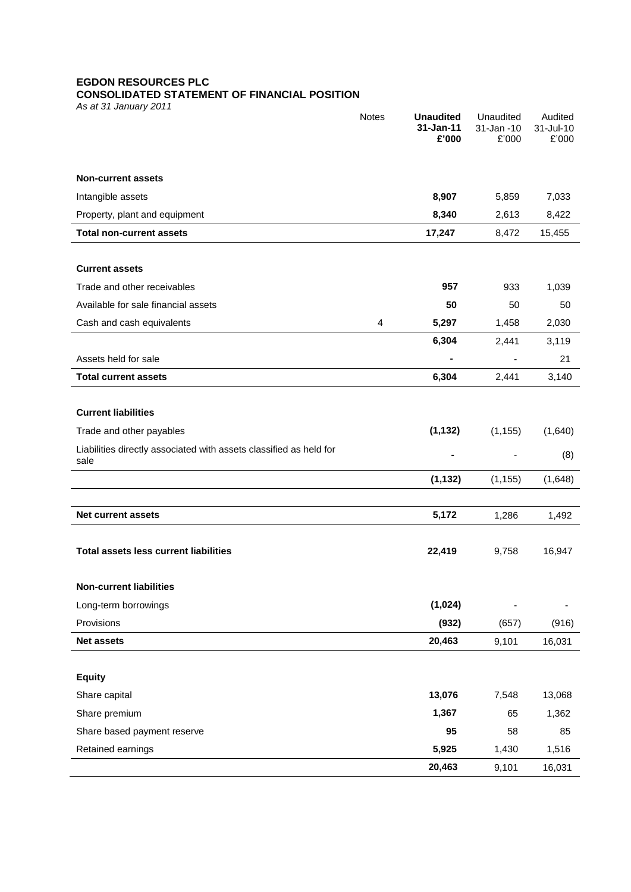**EGDON RESOURCES PLC**
**CONSOLIDATED STATEMENT OF FINANCIAL POSITION**
*As at 31 January 2011*

| | Notes | **Unaudited 31-Jan-11 £'000** | Unaudited 31-Jan -10 £'000 | Audited 31-Jul-10 £'000 |
|---|---|---|---|---|
| **Non-current assets** | | | | |
| Intangible assets | | **8,907** | 5,859 | 7,033 |
| Property, plant and equipment | | **8,340** | 2,613 | 8,422 |
| **Total non-current assets** | | **17,247** | 8,472 | 15,455 |
| | | | | |
| **Current assets** | | | | |
| Trade and other receivables | | **957** | 933 | 1,039 |
| Available for sale financial assets | | **50** | 50 | 50 |
| Cash and cash equivalents | 4 | **5,297** | 1,458 | 2,030 |
| | | **6,304** | 2,441 | 3,119 |
| Assets held for sale | | **-** | - | 21 |
| **Total current assets** | | **6,304** | 2,441 | 3,140 |
| | | | | |
| **Current liabilities** | | | | |
| Trade and other payables | | **(1,132)** | (1,155) | (1,640) |
| Liabilities directly associated with assets classified as held for sale | | **-** | - | (8) |
| | | **(1,132)** | (1,155) | (1,648) |
| | | | | |
| **Net current assets** | | **5,172** | 1,286 | 1,492 |
| | | | | |
| **Total assets less current liabilities** | | **22,419** | 9,758 | 16,947 |
| | | | | |
| **Non-current liabilities** | | | | |
| Long-term borrowings | | **(1,024)** | - | - |
| Provisions | | **(932)** | (657) | (916) |
| **Net assets** | | **20,463** | 9,101 | 16,031 |
| | | | | |
| **Equity** | | | | |
| Share capital | | **13,076** | 7,548 | 13,068 |
| Share premium | | **1,367** | 65 | 1,362 |
| Share based payment reserve | | **95** | 58 | 85 |
| Retained earnings | | **5,925** | 1,430 | 1,516 |
| | | **20,463** | 9,101 | 16,031 |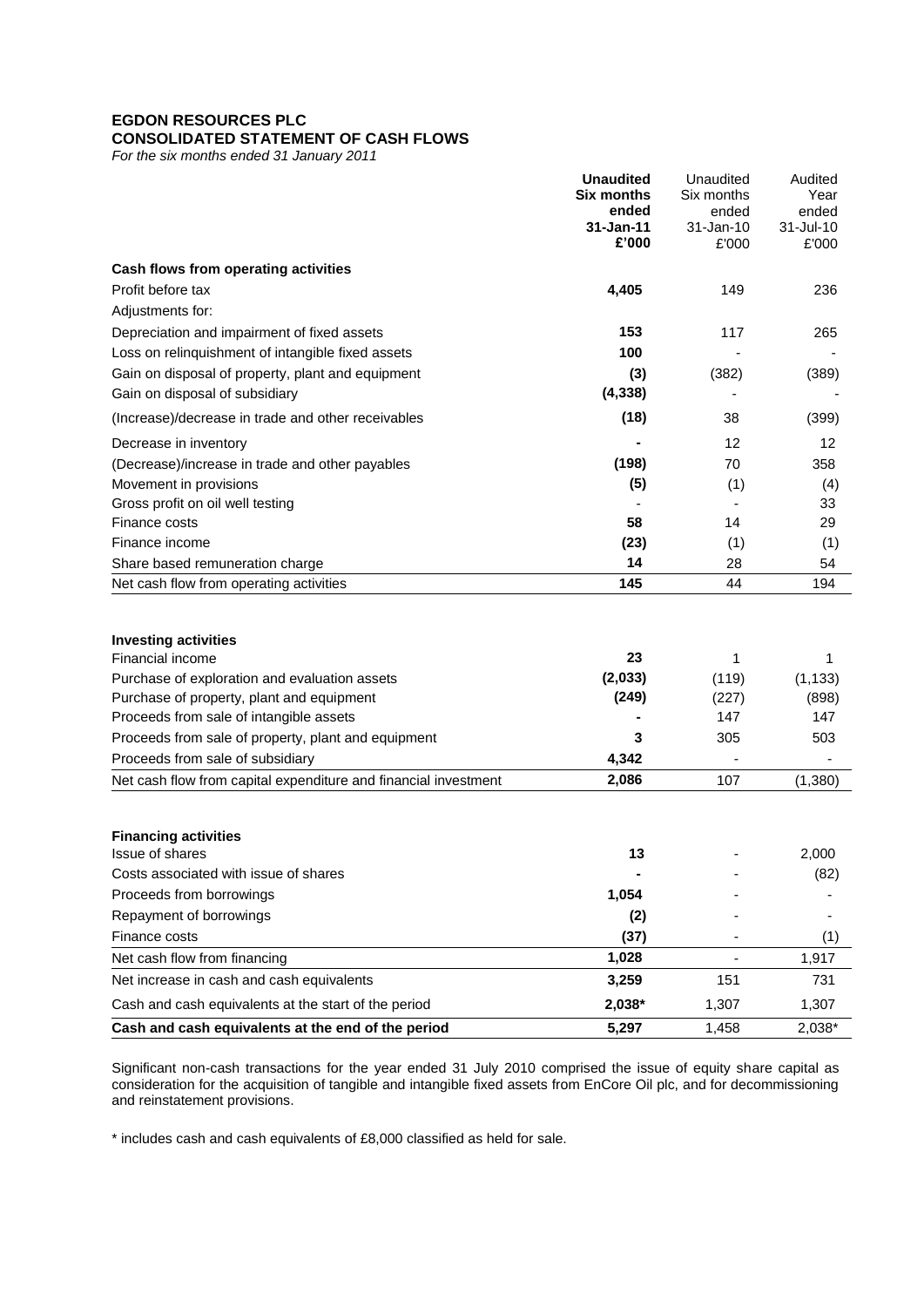**EGDON RESOURCES PLC**
**CONSOLIDATED STATEMENT OF CASH FLOWS**
*For the six months ended 31 January 2011*

| | **Unaudited Six months ended 31-Jan-11 £'000** | Unaudited Six months ended 31-Jan-10 £'000 | Audited Year ended 31-Jul-10 £'000 |
|---|---|---|---|
| **Cash flows from operating activities** | | | |
| Profit before tax | **4,405** | 149 | 236 |
| Adjustments for: | | | |
| Depreciation and impairment of fixed assets | **153** | 117 | 265 |
| Loss on relinquishment of intangible fixed assets | **100** | - | - |
| Gain on disposal of property, plant and equipment | **(3)** | (382) | (389) |
| Gain on disposal of subsidiary | **(4,338)** | - | - |
| (Increase)/decrease in trade and other receivables | **(18)** | 38 | (399) |
| Decrease in inventory | **-** | 12 | 12 |
| (Decrease)/increase in trade and other payables | **(198)** | 70 | 358 |
| Movement in provisions | **(5)** | (1) | (4) |
| Gross profit on oil well testing | - | - | 33 |
| Finance costs | **58** | 14 | 29 |
| Finance income | **(23)** | (1) | (1) |
| Share based remuneration charge | **14** | 28 | 54 |
| Net cash flow from operating activities | **145** | 44 | 194 |
| | | | |
| **Investing activities** | | | |
| Financial income | **23** | 1 | 1 |
| Purchase of exploration and evaluation assets | **(2,033)** | (119) | (1,133) |
| Purchase of property, plant and equipment | **(249)** | (227) | (898) |
| Proceeds from sale of intangible assets | **-** | 147 | 147 |
| Proceeds from sale of property, plant and equipment | **3** | 305 | 503 |
| Proceeds from sale of subsidiary | **4,342** | - | - |
| Net cash flow from capital expenditure and financial investment | **2,086** | 107 | (1,380) |
| | | | |
| **Financing activities** | | | |
| Issue of shares | **13** | - | 2,000 |
| Costs associated with issue of shares | **-** | - | (82) |
| Proceeds from borrowings | **1,054** | - | - |
| Repayment of borrowings | **(2)** | - | - |
| Finance costs | **(37)** | - | (1) |
| Net cash flow from financing | **1,028** | - | 1,917 |
| Net increase in cash and cash equivalents | **3,259** | 151 | 731 |
| Cash and cash equivalents at the start of the period | **2,038*** | 1,307 | 1,307 |
| **Cash and cash equivalents at the end of the period** | **5,297** | 1,458 | 2,038* |

Significant non-cash transactions for the year ended 31 July 2010 comprised the issue of equity share capital as consideration for the acquisition of tangible and intangible fixed assets from EnCore Oil plc, and for decommissioning and reinstatement provisions.

* includes cash and cash equivalents of £8,000 classified as held for sale.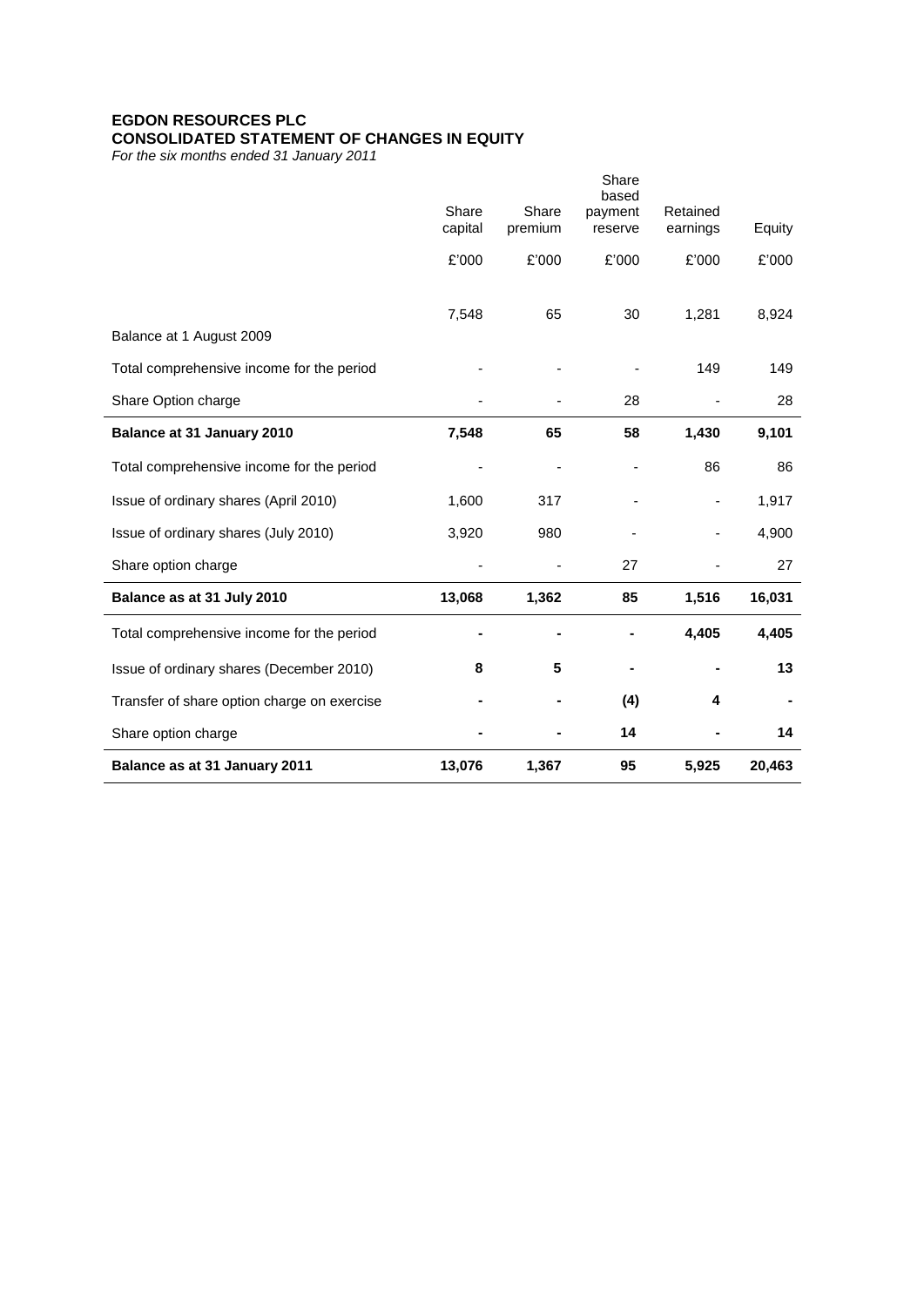**EGDON RESOURCES PLC**
**CONSOLIDATED STATEMENT OF CHANGES IN EQUITY**
*For the six months ended 31 January 2011*

| | Share capital | Share premium | Share based payment reserve | Retained earnings | Equity |
|---|---|---|---|---|---|
| | £'000 | £'000 | £'000 | £'000 | £'000 |
| Balance at 1 August 2009 | 7,548 | 65 | 30 | 1,281 | 8,924 |
| Total comprehensive income for the period | - | - | - | 149 | 149 |
| Share Option charge | - | - | 28 | - | 28 |
| **Balance at 31 January 2010** | **7,548** | **65** | **58** | **1,430** | **9,101** |
| Total comprehensive income for the period | - | - | - | 86 | 86 |
| Issue of ordinary shares (April 2010) | 1,600 | 317 | - | - | 1,917 |
| Issue of ordinary shares (July 2010) | 3,920 | 980 | - | - | 4,900 |
| Share option charge | - | - | 27 | - | 27 |
| **Balance as at 31 July 2010** | **13,068** | **1,362** | **85** | **1,516** | **16,031** |
| Total comprehensive income for the period | **-** | **-** | **-** | **4,405** | **4,405** |
| Issue of ordinary shares (December 2010) | **8** | **5** | **-** | **-** | **13** |
| Transfer of share option charge on exercise | **-** | **-** | **(4)** | **4** | **-** |
| Share option charge | **-** | **-** | **14** | **-** | **14** |
| **Balance as at 31 January 2011** | **13,076** | **1,367** | **95** | **5,925** | **20,463** |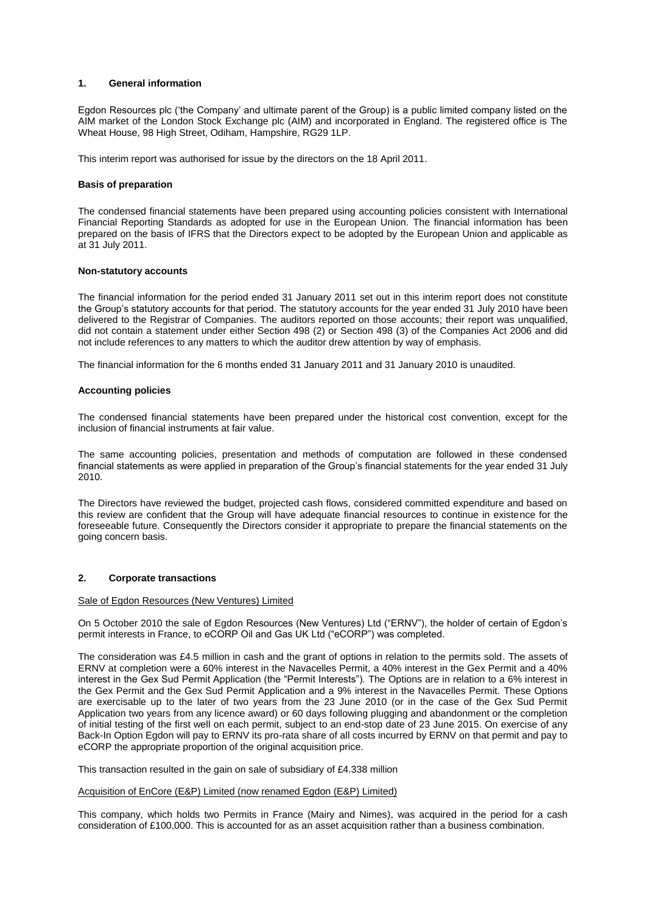## 1. General information

Egdon Resources plc ('the Company' and ultimate parent of the Group) is a public limited company listed on the AIM market of the London Stock Exchange plc (AIM) and incorporated in England. The registered office is The Wheat House, 98 High Street, Odiham, Hampshire, RG29 1LP.

This interim report was authorised for issue by the directors on the 18 April 2011.

### Basis of preparation

The condensed financial statements have been prepared using accounting policies consistent with International Financial Reporting Standards as adopted for use in the European Union. The financial information has been prepared on the basis of IFRS that the Directors expect to be adopted by the European Union and applicable as at 31 July 2011.

### Non-statutory accounts

The financial information for the period ended 31 January 2011 set out in this interim report does not constitute the Group's statutory accounts for that period. The statutory accounts for the year ended 31 July 2010 have been delivered to the Registrar of Companies. The auditors reported on those accounts; their report was unqualified, did not contain a statement under either Section 498 (2) or Section 498 (3) of the Companies Act 2006 and did not include references to any matters to which the auditor drew attention by way of emphasis.

The financial information for the 6 months ended 31 January 2011 and 31 January 2010 is unaudited.

### Accounting policies

The condensed financial statements have been prepared under the historical cost convention, except for the inclusion of financial instruments at fair value.

The same accounting policies, presentation and methods of computation are followed in these condensed financial statements as were applied in preparation of the Group's financial statements for the year ended 31 July 2010.

The Directors have reviewed the budget, projected cash flows, considered committed expenditure and based on this review are confident that the Group will have adequate financial resources to continue in existence for the foreseeable future. Consequently the Directors consider it appropriate to prepare the financial statements on the going concern basis.

## 2. Corporate transactions

Sale of Egdon Resources (New Ventures) Limited

On 5 October 2010 the sale of Egdon Resources (New Ventures) Ltd ("ERNV"), the holder of certain of Egdon's permit interests in France, to eCORP Oil and Gas UK Ltd ("eCORP") was completed.

The consideration was £4.5 million in cash and the grant of options in relation to the permits sold. The assets of ERNV at completion were a 60% interest in the Navacelles Permit, a 40% interest in the Gex Permit and a 40% interest in the Gex Sud Permit Application (the "Permit Interests"). The Options are in relation to a 6% interest in the Gex Permit and the Gex Sud Permit Application and a 9% interest in the Navacelles Permit. These Options are exercisable up to the later of two years from the 23 June 2010 (or in the case of the Gex Sud Permit Application two years from any licence award) or 60 days following plugging and abandonment or the completion of initial testing of the first well on each permit, subject to an end-stop date of 23 June 2015. On exercise of any Back-In Option Egdon will pay to ERNV its pro-rata share of all costs incurred by ERNV on that permit and pay to eCORP the appropriate proportion of the original acquisition price.

This transaction resulted in the gain on sale of subsidiary of £4.338 million

Acquisition of EnCore (E&P) Limited (now renamed Egdon (E&P) Limited)

This company, which holds two Permits in France (Mairy and Nimes), was acquired in the period for a cash consideration of £100,000. This is accounted for as an asset acquisition rather than a business combination.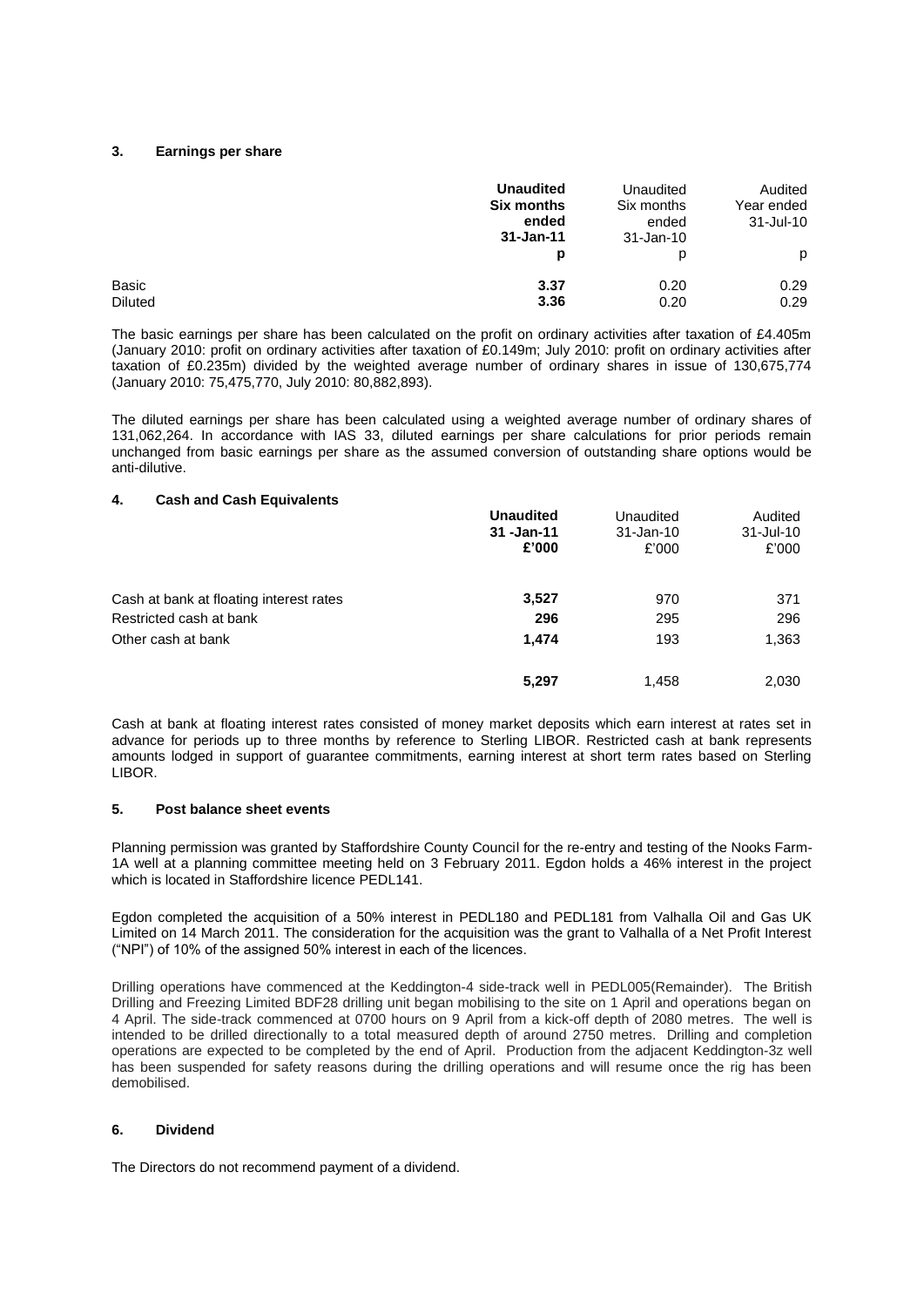### 3. Earnings per share

| | **Unaudited Six months ended 31-Jan-11** | Unaudited Six months ended 31-Jan-10 | Audited Year ended 31-Jul-10 |
|---|---|---|---|
| | **p** | p | p |
| Basic | **3.37** | 0.20 | 0.29 |
| Diluted | **3.36** | 0.20 | 0.29 |

The basic earnings per share has been calculated on the profit on ordinary activities after taxation of £4.405m (January 2010: profit on ordinary activities after taxation of £0.149m; July 2010: profit on ordinary activities after taxation of £0.235m) divided by the weighted average number of ordinary shares in issue of 130,675,774 (January 2010: 75,475,770, July 2010: 80,882,893).

The diluted earnings per share has been calculated using a weighted average number of ordinary shares of 131,062,264. In accordance with IAS 33, diluted earnings per share calculations for prior periods remain unchanged from basic earnings per share as the assumed conversion of outstanding share options would be anti-dilutive.

### 4. Cash and Cash Equivalents

| | **Unaudited 31 -Jan-11 £'000** | Unaudited 31-Jan-10 £'000 | Audited 31-Jul-10 £'000 |
|---|---|---|---|
| Cash at bank at floating interest rates | **3,527** | 970 | 371 |
| Restricted cash at bank | **296** | 295 | 296 |
| Other cash at bank | **1,474** | 193 | 1,363 |
| | **5,297** | 1,458 | 2,030 |

Cash at bank at floating interest rates consisted of money market deposits which earn interest at rates set in advance for periods up to three months by reference to Sterling LIBOR. Restricted cash at bank represents amounts lodged in support of guarantee commitments, earning interest at short term rates based on Sterling LIBOR.

### 5. Post balance sheet events

Planning permission was granted by Staffordshire County Council for the re-entry and testing of the Nooks Farm-1A well at a planning committee meeting held on 3 February 2011. Egdon holds a 46% interest in the project which is located in Staffordshire licence PEDL141.

Egdon completed the acquisition of a 50% interest in PEDL180 and PEDL181 from Valhalla Oil and Gas UK Limited on 14 March 2011. The consideration for the acquisition was the grant to Valhalla of a Net Profit Interest ("NPI") of 10% of the assigned 50% interest in each of the licences.

Drilling operations have commenced at the Keddington-4 side-track well in PEDL005(Remainder). The British Drilling and Freezing Limited BDF28 drilling unit began mobilising to the site on 1 April and operations began on 4 April. The side-track commenced at 0700 hours on 9 April from a kick-off depth of 2080 metres. The well is intended to be drilled directionally to a total measured depth of around 2750 metres. Drilling and completion operations are expected to be completed by the end of April. Production from the adjacent Keddington-3z well has been suspended for safety reasons during the drilling operations and will resume once the rig has been demobilised.

### 6. Dividend

The Directors do not recommend payment of a dividend.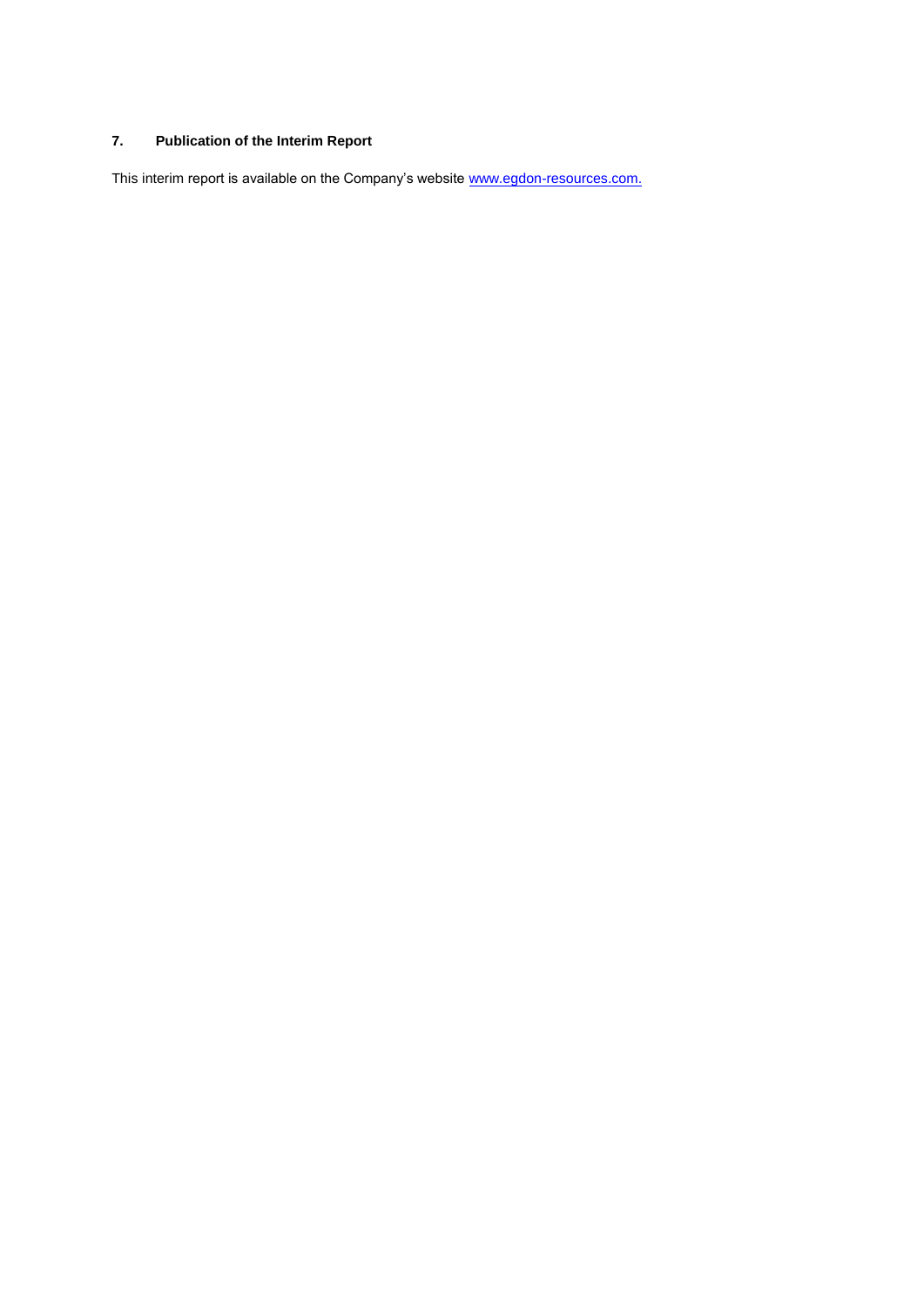## 7. Publication of the Interim Report

This interim report is available on the Company's website www.egdon-resources.com.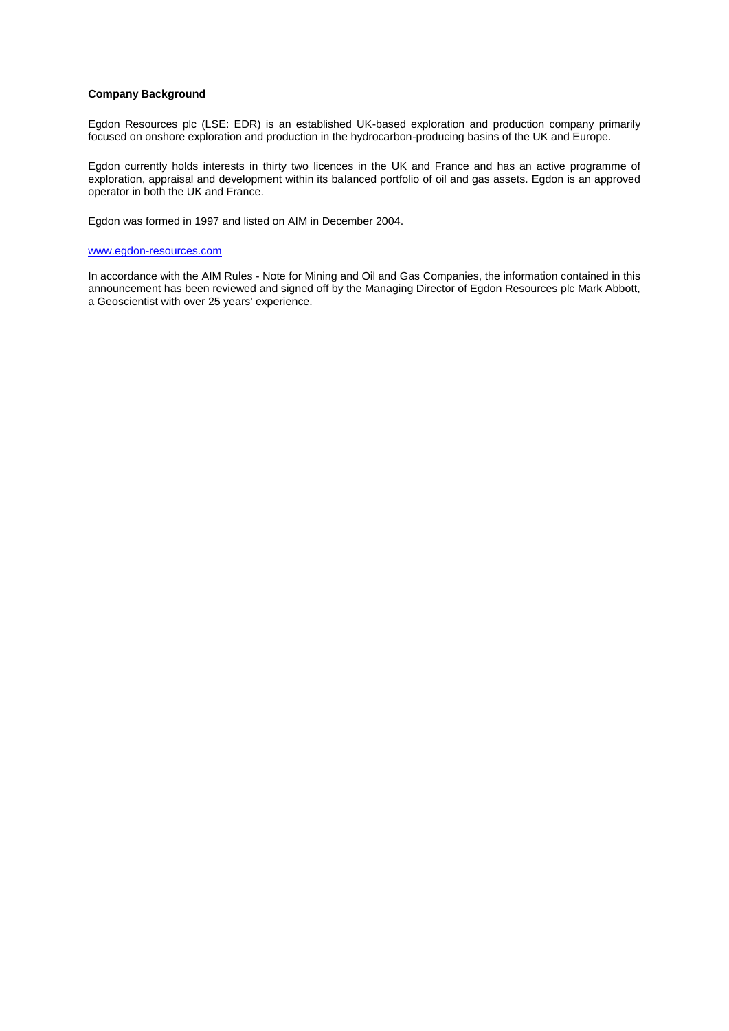**Company Background**

Egdon Resources plc (LSE: EDR) is an established UK-based exploration and production company primarily focused on onshore exploration and production in the hydrocarbon-producing basins of the UK and Europe.

Egdon currently holds interests in thirty two licences in the UK and France and has an active programme of exploration, appraisal and development within its balanced portfolio of oil and gas assets. Egdon is an approved operator in both the UK and France.

Egdon was formed in 1997 and listed on AIM in December 2004.

www.egdon-resources.com

In accordance with the AIM Rules - Note for Mining and Oil and Gas Companies, the information contained in this announcement has been reviewed and signed off by the Managing Director of Egdon Resources plc Mark Abbott, a Geoscientist with over 25 years' experience.